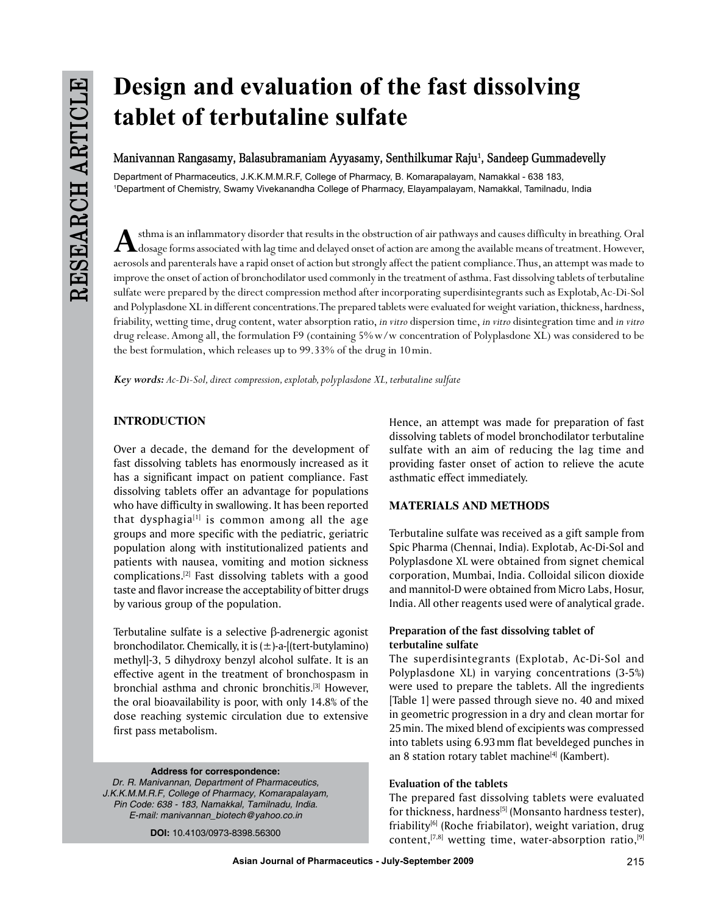# Design and evaluation of the fast dissolving tablet of terbutaline sulfate

**Manivannan Rangasamy, Balasubramaniam Ayyasamy, Senthilkumar Raju[1], Sandeep Gummadevelly**

Department of Pharmaceutics, J.K.K.M.M.R.F, College of Pharmacy, B. Komarapalayam, Namakkal - 638 183,
[1]Department of Chemistry, Swamy Vivekanandha College of Pharmacy, Elayampalayam, Namakkal, Tamilnadu, India

Asthma is an inflammatory disorder that results in the obstruction of air pathways and causes difficulty in breathing. Oral dosage forms associated with lag time and delayed onset of action are among the available means of treatment. However, aerosols and parenterals have a rapid onset of action but strongly affect the patient compliance. Thus, an attempt was made to improve the onset of action of bronchodilator used commonly in the treatment of asthma. Fast dissolving tablets of terbutaline sulfate were prepared by the direct compression method after incorporating superdisintegrants such as Explotab, Ac-Di-Sol and Polyplasdone XL in different concentrations. The prepared tablets were evaluated for weight variation, thickness, hardness, friability, wetting time, drug content, water absorption ratio, *in vitro* dispersion time, *in vitro* disintegration time and *in vitro* drug release. Among all, the formulation F9 (containing 5% w/w concentration of Polyplasdone XL) was considered to be the best formulation, which releases up to 99.33% of the drug in 10 min.

***Key words:*** *Ac-Di-Sol, direct compression, explotab, polyplasdone XL, terbutaline sulfate*

## INTRODUCTION

Over a decade, the demand for the development of fast dissolving tablets has enormously increased as it has a significant impact on patient compliance. Fast dissolving tablets offer an advantage for populations who have difficulty in swallowing. It has been reported that dysphagia[1] is common among all the age groups and more specific with the pediatric, geriatric population along with institutionalized patients and patients with nausea, vomiting and motion sickness complications.[2] Fast dissolving tablets with a good taste and flavor increase the acceptability of bitter drugs by various group of the population.

Terbutaline sulfate is a selective β-adrenergic agonist bronchodilator. Chemically, it is (±)-a-[(tert-butylamino) methyl]-3, 5 dihydroxy benzyl alcohol sulfate. It is an effective agent in the treatment of bronchospasm in bronchial asthma and chronic bronchitis.[3] However, the oral bioavailability is poor, with only 14.8% of the dose reaching systemic circulation due to extensive first pass metabolism.

Hence, an attempt was made for preparation of fast dissolving tablets of model bronchodilator terbutaline sulfate with an aim of reducing the lag time and providing faster onset of action to relieve the acute asthmatic effect immediately.

## MATERIALS AND METHODS

Terbutaline sulfate was received as a gift sample from Spic Pharma (Chennai, India). Explotab, Ac-Di-Sol and Polyplasdone XL were obtained from signet chemical corporation, Mumbai, India. Colloidal silicon dioxide and mannitol-D were obtained from Micro Labs, Hosur, India. All other reagents used were of analytical grade.

### Preparation of the fast dissolving tablet of terbutaline sulfate

The superdisintegrants (Explotab, Ac-Di-Sol and Polyplasdone XL) in varying concentrations (3-5%) were used to prepare the tablets. All the ingredients [Table 1] were passed through sieve no. 40 and mixed in geometric progression in a dry and clean mortar for 25 min. The mixed blend of excipients was compressed into tablets using 6.93 mm flat beveldeged punches in an 8 station rotary tablet machine[4] (Kambert).

### Evaluation of the tablets

The prepared fast dissolving tablets were evaluated for thickness, hardness[5] (Monsanto hardness tester), friability[6] (Roche friabilator), weight variation, drug content,[7,8] wetting time, water-absorption ratio,[9]

**Address for correspondence:**
*Dr. R. Manivannan, Department of Pharmaceutics, J.K.K.M.M.R.F, College of Pharmacy, Komarapalayam, Pin Code: 638 - 183, Namakkal, Tamilnadu, India. E-mail: manivannan_biotech@yahoo.co.in*

**DOI:** 10.4103/0973-8398.56300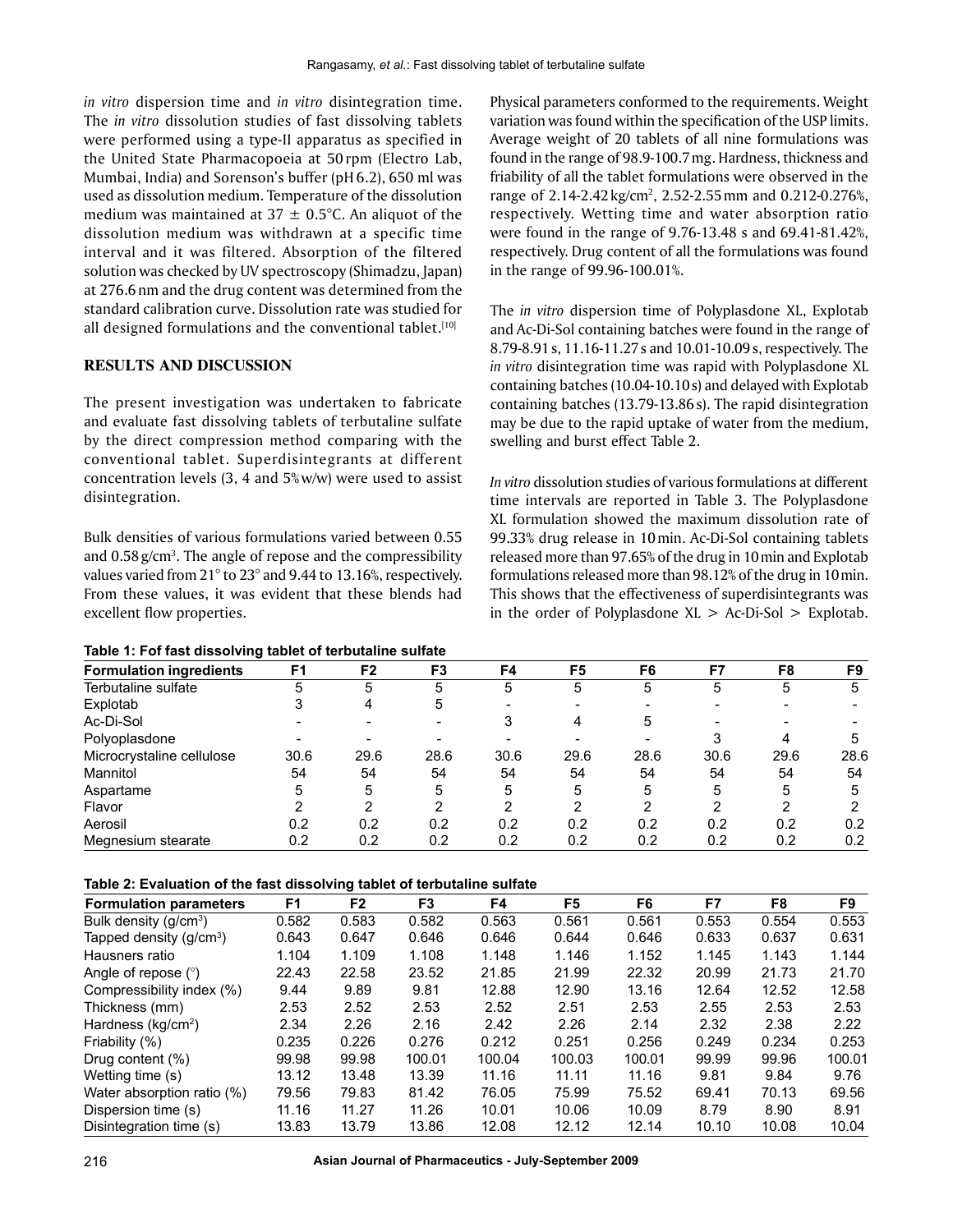*in vitro* dispersion time and *in vitro* disintegration time. The *in vitro* dissolution studies of fast dissolving tablets were performed using a type-II apparatus as specified in the United State Pharmacopoeia at 50 rpm (Electro Lab, Mumbai, India) and Sorenson's buffer (pH 6.2), 650 ml was used as dissolution medium. Temperature of the dissolution medium was maintained at 37 ± 0.5°C. An aliquot of the dissolution medium was withdrawn at a specific time interval and it was filtered. Absorption of the filtered solution was checked by UV spectroscopy (Shimadzu, Japan) at 276.6 nm and the drug content was determined from the standard calibration curve. Dissolution rate was studied for all designed formulations and the conventional tablet.[10]

## RESULTS AND DISCUSSION

The present investigation was undertaken to fabricate and evaluate fast dissolving tablets of terbutaline sulfate by the direct compression method comparing with the conventional tablet. Superdisintegrants at different concentration levels (3, 4 and 5% w/w) were used to assist disintegration.

Bulk densities of various formulations varied between 0.55 and 0.58 g/cm$^3$. The angle of repose and the compressibility values varied from 21° to 23° and 9.44 to 13.16%, respectively. From these values, it was evident that these blends had excellent flow properties.

Physical parameters conformed to the requirements. Weight variation was found within the specification of the USP limits. Average weight of 20 tablets of all nine formulations was found in the range of 98.9-100.7 mg. Hardness, thickness and friability of all the tablet formulations were observed in the range of 2.14-2.42 kg/cm$^2$, 2.52-2.55 mm and 0.212-0.276%, respectively. Wetting time and water absorption ratio were found in the range of 9.76-13.48 s and 69.41-81.42%, respectively. Drug content of all the formulations was found in the range of 99.96-100.01%.

The *in vitro* dispersion time of Polyplasdone XL, Explotab and Ac-Di-Sol containing batches were found in the range of 8.79-8.91 s, 11.16-11.27 s and 10.01-10.09 s, respectively. The *in vitro* disintegration time was rapid with Polyplasdone XL containing batches (10.04-10.10 s) and delayed with Explotab containing batches (13.79-13.86 s). The rapid disintegration may be due to the rapid uptake of water from the medium, swelling and burst effect Table 2.

*In vitro* dissolution studies of various formulations at different time intervals are reported in Table 3. The Polyplasdone XL formulation showed the maximum dissolution rate of 99.33% drug release in 10 min. Ac-Di-Sol containing tablets released more than 97.65% of the drug in 10 min and Explotab formulations released more than 98.12% of the drug in 10 min. This shows that the effectiveness of superdisintegrants was in the order of Polyplasdone XL > Ac-Di-Sol > Explotab.

**Table 1: Fof fast dissolving tablet of terbutaline sulfate**

| Formulation ingredients | F1 | F2 | F3 | F4 | F5 | F6 | F7 | F8 | F9 |
|---|---|---|---|---|---|---|---|---|---|
| Terbutaline sulfate | 5 | 5 | 5 | 5 | 5 | 5 | 5 | 5 | 5 |
| Explotab | 3 | 4 | 5 | - | - | - | - | - | - |
| Ac-Di-Sol | - | - | - | 3 | 4 | 5 | - | - | - |
| Polyoplasdone | - | - | - | - | - | - | 3 | 4 | 5 |
| Microcrystaline cellulose | 30.6 | 29.6 | 28.6 | 30.6 | 29.6 | 28.6 | 30.6 | 29.6 | 28.6 |
| Mannitol | 54 | 54 | 54 | 54 | 54 | 54 | 54 | 54 | 54 |
| Aspartame | 5 | 5 | 5 | 5 | 5 | 5 | 5 | 5 | 5 |
| Flavor | 2 | 2 | 2 | 2 | 2 | 2 | 2 | 2 | 2 |
| Aerosil | 0.2 | 0.2 | 0.2 | 0.2 | 0.2 | 0.2 | 0.2 | 0.2 | 0.2 |
| Megnesium stearate | 0.2 | 0.2 | 0.2 | 0.2 | 0.2 | 0.2 | 0.2 | 0.2 | 0.2 |

**Table 2: Evaluation of the fast dissolving tablet of terbutaline sulfate**

| Formulation parameters | F1 | F2 | F3 | F4 | F5 | F6 | F7 | F8 | F9 |
|---|---|---|---|---|---|---|---|---|---|
| Bulk density (g/cm$^3$) | 0.582 | 0.583 | 0.582 | 0.563 | 0.561 | 0.561 | 0.553 | 0.554 | 0.553 |
| Tapped density (g/cm$^3$) | 0.643 | 0.647 | 0.646 | 0.646 | 0.644 | 0.646 | 0.633 | 0.637 | 0.631 |
| Hausners ratio | 1.104 | 1.109 | 1.108 | 1.148 | 1.146 | 1.152 | 1.145 | 1.143 | 1.144 |
| Angle of repose (°) | 22.43 | 22.58 | 23.52 | 21.85 | 21.99 | 22.32 | 20.99 | 21.73 | 21.70 |
| Compressibility index (%) | 9.44 | 9.89 | 9.81 | 12.88 | 12.90 | 13.16 | 12.64 | 12.52 | 12.58 |
| Thickness (mm) | 2.53 | 2.52 | 2.53 | 2.52 | 2.51 | 2.53 | 2.55 | 2.53 | 2.53 |
| Hardness (kg/cm$^2$) | 2.34 | 2.26 | 2.16 | 2.42 | 2.26 | 2.14 | 2.32 | 2.38 | 2.22 |
| Friability (%) | 0.235 | 0.226 | 0.276 | 0.212 | 0.251 | 0.256 | 0.249 | 0.234 | 0.253 |
| Drug content (%) | 99.98 | 99.98 | 100.01 | 100.04 | 100.03 | 100.01 | 99.99 | 99.96 | 100.01 |
| Wetting time (s) | 13.12 | 13.48 | 13.39 | 11.16 | 11.11 | 11.16 | 9.81 | 9.84 | 9.76 |
| Water absorption ratio (%) | 79.56 | 79.83 | 81.42 | 76.05 | 75.99 | 75.52 | 69.41 | 70.13 | 69.56 |
| Dispersion time (s) | 11.16 | 11.27 | 11.26 | 10.01 | 10.06 | 10.09 | 8.79 | 8.90 | 8.91 |
| Disintegration time (s) | 13.83 | 13.79 | 13.86 | 12.08 | 12.12 | 12.14 | 10.10 | 10.08 | 10.04 |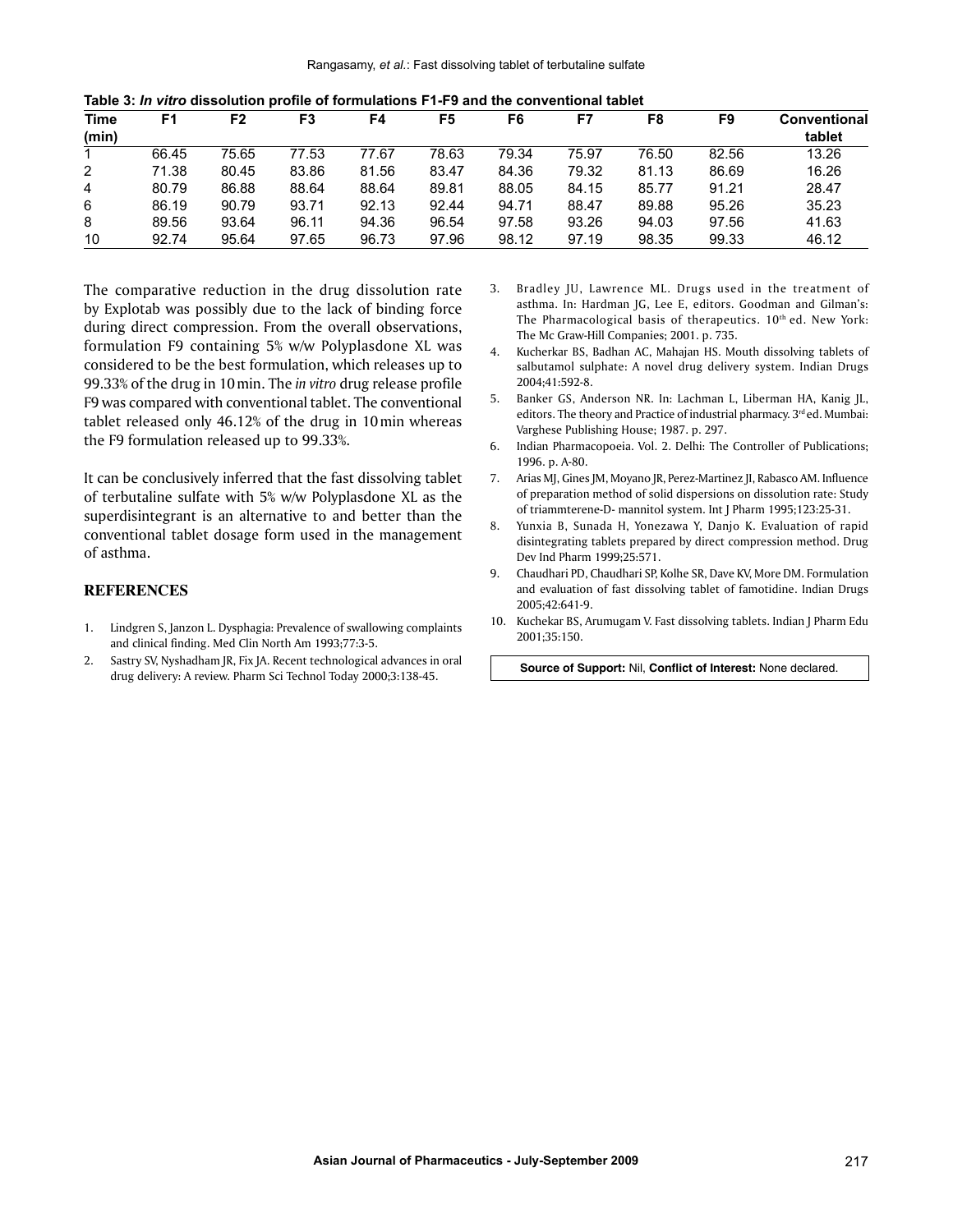**Table 3: *In vitro* dissolution profile of formulations F1-F9 and the conventional tablet**

| Time (min) | F1 | F2 | F3 | F4 | F5 | F6 | F7 | F8 | F9 | Conventional tablet |
|---|---|---|---|---|---|---|---|---|---|---|
| 1 | 66.45 | 75.65 | 77.53 | 77.67 | 78.63 | 79.34 | 75.97 | 76.50 | 82.56 | 13.26 |
| 2 | 71.38 | 80.45 | 83.86 | 81.56 | 83.47 | 84.36 | 79.32 | 81.13 | 86.69 | 16.26 |
| 4 | 80.79 | 86.88 | 88.64 | 88.64 | 89.81 | 88.05 | 84.15 | 85.77 | 91.21 | 28.47 |
| 6 | 86.19 | 90.79 | 93.71 | 92.13 | 92.44 | 94.71 | 88.47 | 89.88 | 95.26 | 35.23 |
| 8 | 89.56 | 93.64 | 96.11 | 94.36 | 96.54 | 97.58 | 93.26 | 94.03 | 97.56 | 41.63 |
| 10 | 92.74 | 95.64 | 97.65 | 96.73 | 97.96 | 98.12 | 97.19 | 98.35 | 99.33 | 46.12 |

The comparative reduction in the drug dissolution rate by Explotab was possibly due to the lack of binding force during direct compression. From the overall observations, formulation F9 containing 5% w/w Polyplasdone XL was considered to be the best formulation, which releases up to 99.33% of the drug in 10 min. The *in vitro* drug release profile F9 was compared with conventional tablet. The conventional tablet released only 46.12% of the drug in 10 min whereas the F9 formulation released up to 99.33%.

It can be conclusively inferred that the fast dissolving tablet of terbutaline sulfate with 5% w/w Polyplasdone XL as the superdisintegrant is an alternative to and better than the conventional tablet dosage form used in the management of asthma.

## REFERENCES

1. Lindgren S, Janzon L. Dysphagia: Prevalence of swallowing complaints and clinical finding. Med Clin North Am 1993;77:3-5.
2. Sastry SV, Nyshadham JR, Fix JA. Recent technological advances in oral drug delivery: A review. Pharm Sci Technol Today 2000;3:138-45.
3. Bradley JU, Lawrence ML. Drugs used in the treatment of asthma. In: Hardman JG, Lee E, editors. Goodman and Gilman's: The Pharmacological basis of therapeutics. 10th ed. New York: The Mc Graw-Hill Companies; 2001. p. 735.
4. Kucherkar BS, Badhan AC, Mahajan HS. Mouth dissolving tablets of salbutamol sulphate: A novel drug delivery system. Indian Drugs 2004;41:592-8.
5. Banker GS, Anderson NR. In: Lachman L, Liberman HA, Kanig JL, editors. The theory and Practice of industrial pharmacy. 3rd ed. Mumbai: Varghese Publishing House; 1987. p. 297.
6. Indian Pharmacopoeia. Vol. 2. Delhi: The Controller of Publications; 1996. p. A-80.
7. Arias MJ, Gines JM, Moyano JR, Perez-Martinez JI, Rabasco AM. Influence of preparation method of solid dispersions on dissolution rate: Study of triammterene-D- mannitol system. Int J Pharm 1995;123:25-31.
8. Yunxia B, Sunada H, Yonezawa Y, Danjo K. Evaluation of rapid disintegrating tablets prepared by direct compression method. Drug Dev Ind Pharm 1999;25:571.
9. Chaudhari PD, Chaudhari SP, Kolhe SR, Dave KV, More DM. Formulation and evaluation of fast dissolving tablet of famotidine. Indian Drugs 2005;42:641-9.
10. Kuchekar BS, Arumugam V. Fast dissolving tablets. Indian J Pharm Edu 2001;35:150.

**Source of Support:** Nil, **Conflict of Interest:** None declared.